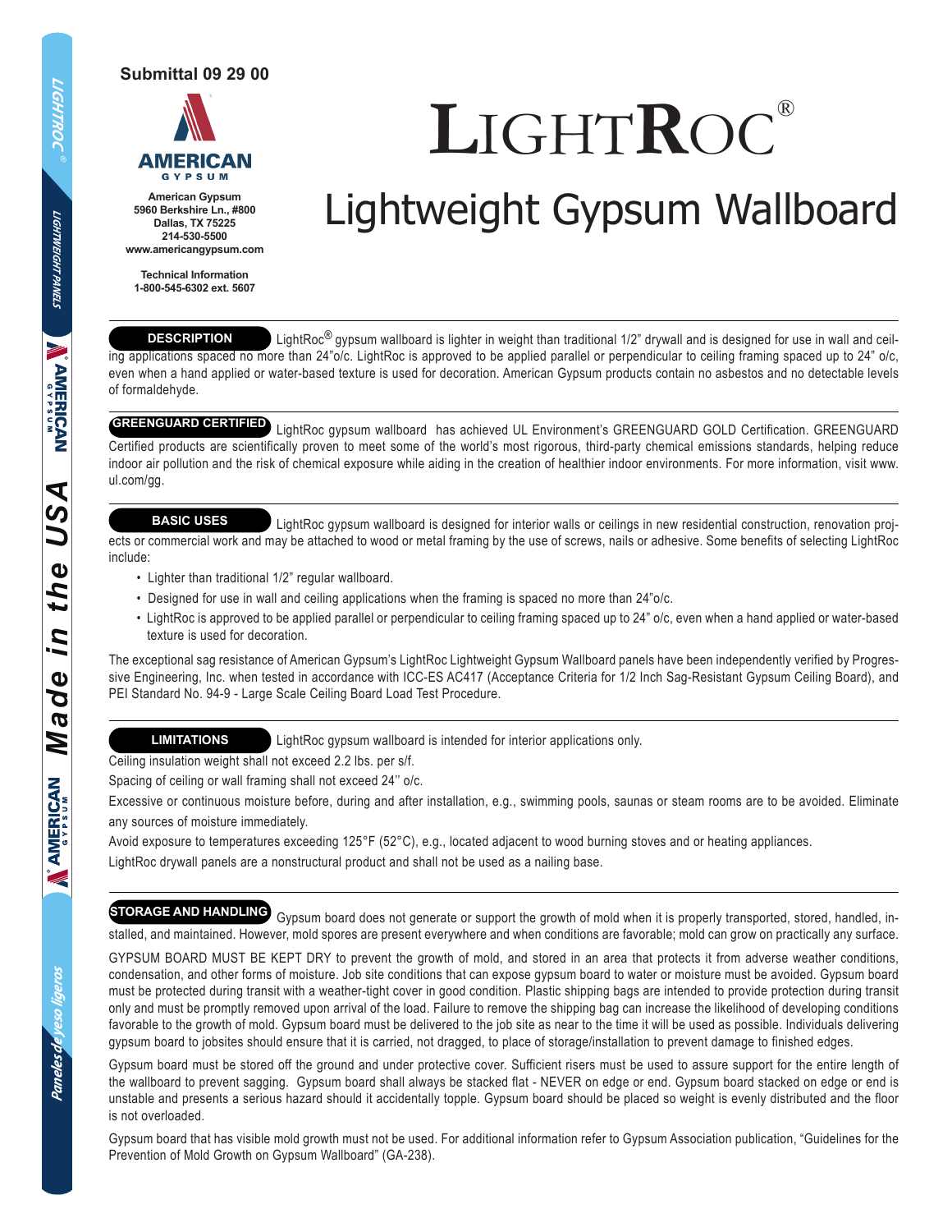Submittal 09 29 00

American Gypsum
5960 Berkshire Ln., #800
Dallas, TX 75225
214-530-5500
www.americangypsum.com

Technical Information
1-800-545-6302 ext. 5607

# LIGHTROC®

## Lightweight Gypsum Wallboard

**DESCRIPTION** LightRoc® gypsum wallboard is lighter in weight than traditional 1/2" drywall and is designed for use in wall and ceiling applications spaced no more than 24"o/c. LightRoc is approved to be applied parallel or perpendicular to ceiling framing spaced up to 24" o/c, even when a hand applied or water-based texture is used for decoration. American Gypsum products contain no asbestos and no detectable levels of formaldehyde.

**GREENGUARD CERTIFIED** LightRoc gypsum wallboard has achieved UL Environment's GREENGUARD GOLD Certification. GREENGUARD Certified products are scientifically proven to meet some of the world's most rigorous, third-party chemical emissions standards, helping reduce indoor air pollution and the risk of chemical exposure while aiding in the creation of healthier indoor environments. For more information, visit www.ul.com/gg.

**BASIC USES** LightRoc gypsum wallboard is designed for interior walls or ceilings in new residential construction, renovation projects or commercial work and may be attached to wood or metal framing by the use of screws, nails or adhesive. Some benefits of selecting LightRoc include:

- Lighter than traditional 1/2" regular wallboard.
- Designed for use in wall and ceiling applications when the framing is spaced no more than 24"o/c.
- LightRoc is approved to be applied parallel or perpendicular to ceiling framing spaced up to 24" o/c, even when a hand applied or water-based texture is used for decoration.

The exceptional sag resistance of American Gypsum's LightRoc Lightweight Gypsum Wallboard panels have been independently verified by Progressive Engineering, Inc. when tested in accordance with ICC-ES AC417 (Acceptance Criteria for 1/2 Inch Sag-Resistant Gypsum Ceiling Board), and PEI Standard No. 94-9 - Large Scale Ceiling Board Load Test Procedure.

**LIMITATIONS** LightRoc gypsum wallboard is intended for interior applications only.

Ceiling insulation weight shall not exceed 2.2 lbs. per s/f.

Spacing of ceiling or wall framing shall not exceed 24'' o/c.

Excessive or continuous moisture before, during and after installation, e.g., swimming pools, saunas or steam rooms are to be avoided. Eliminate any sources of moisture immediately.

Avoid exposure to temperatures exceeding 125°F (52°C), e.g., located adjacent to wood burning stoves and or heating appliances.

LightRoc drywall panels are a nonstructural product and shall not be used as a nailing base.

**STORAGE AND HANDLING** Gypsum board does not generate or support the growth of mold when it is properly transported, stored, handled, installed, and maintained. However, mold spores are present everywhere and when conditions are favorable; mold can grow on practically any surface.

GYPSUM BOARD MUST BE KEPT DRY to prevent the growth of mold, and stored in an area that protects it from adverse weather conditions, condensation, and other forms of moisture. Job site conditions that can expose gypsum board to water or moisture must be avoided. Gypsum board must be protected during transit with a weather-tight cover in good condition. Plastic shipping bags are intended to provide protection during transit only and must be promptly removed upon arrival of the load. Failure to remove the shipping bag can increase the likelihood of developing conditions favorable to the growth of mold. Gypsum board must be delivered to the job site as near to the time it will be used as possible. Individuals delivering gypsum board to jobsites should ensure that it is carried, not dragged, to place of storage/installation to prevent damage to finished edges.

Gypsum board must be stored off the ground and under protective cover. Sufficient risers must be used to assure support for the entire length of the wallboard to prevent sagging. Gypsum board shall always be stacked flat - NEVER on edge or end. Gypsum board stacked on edge or end is unstable and presents a serious hazard should it accidentally topple. Gypsum board should be placed so weight is evenly distributed and the floor is not overloaded.

Gypsum board that has visible mold growth must not be used. For additional information refer to Gypsum Association publication, "Guidelines for the Prevention of Mold Growth on Gypsum Wallboard" (GA-238).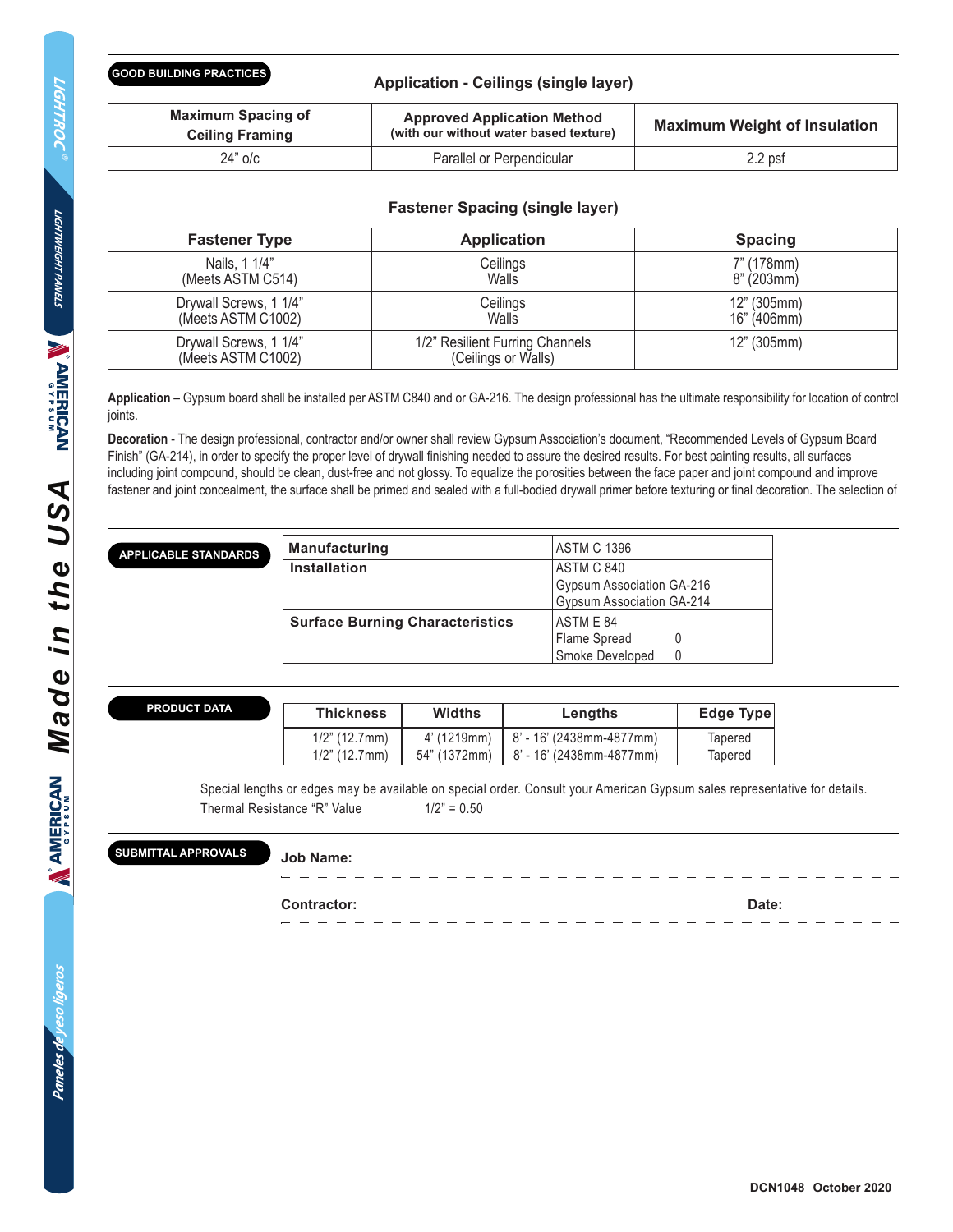## GOOD BUILDING PRACTICES

### Application - Ceilings (single layer)

| Maximum Spacing of Ceiling Framing | Approved Application Method (with our without water based texture) | Maximum Weight of Insulation |
|---|---|---|
| 24" o/c | Parallel or Perpendicular | 2.2 psf |

### Fastener Spacing (single layer)

| Fastener Type | Application | Spacing |
|---|---|---|
| Nails, 1 1/4" (Meets ASTM C514) | Ceilings<br>Walls | 7" (178mm)<br>8" (203mm) |
| Drywall Screws, 1 1/4" (Meets ASTM C1002) | Ceilings<br>Walls | 12" (305mm)<br>16" (406mm) |
| Drywall Screws, 1 1/4" (Meets ASTM C1002) | 1/2" Resilient Furring Channels (Ceilings or Walls) | 12" (305mm) |

**Application** – Gypsum board shall be installed per ASTM C840 and or GA-216. The design professional has the ultimate responsibility for location of control joints.

**Decoration** - The design professional, contractor and/or owner shall review Gypsum Association's document, "Recommended Levels of Gypsum Board Finish" (GA-214), in order to specify the proper level of drywall finishing needed to assure the desired results. For best painting results, all surfaces including joint compound, should be clean, dust-free and not glossy. To equalize the porosities between the face paper and joint compound and improve fastener and joint concealment, the surface shall be primed and sealed with a full-bodied drywall primer before texturing or final decoration. The selection of

## APPLICABLE STANDARDS

| | |
|---|---|
| **Manufacturing** | ASTM C 1396 |
| **Installation** | ASTM C 840<br>Gypsum Association GA-216<br>Gypsum Association GA-214 |
| **Surface Burning Characteristics** | ASTM E 84<br>Flame Spread 0<br>Smoke Developed 0 |

## PRODUCT DATA

| Thickness | Widths | Lengths | Edge Type |
|---|---|---|---|
| 1/2" (12.7mm) | 4' (1219mm) | 8' - 16' (2438mm-4877mm) | Tapered |
| 1/2" (12.7mm) | 54" (1372mm) | 8' - 16' (2438mm-4877mm) | Tapered |

Special lengths or edges may be available on special order. Consult your American Gypsum sales representative for details.

Thermal Resistance "R" Value 1/2" = 0.50

## SUBMITTAL APPROVALS

**Job Name:**

**Contractor:** **Date:**

DCN1048 October 2020